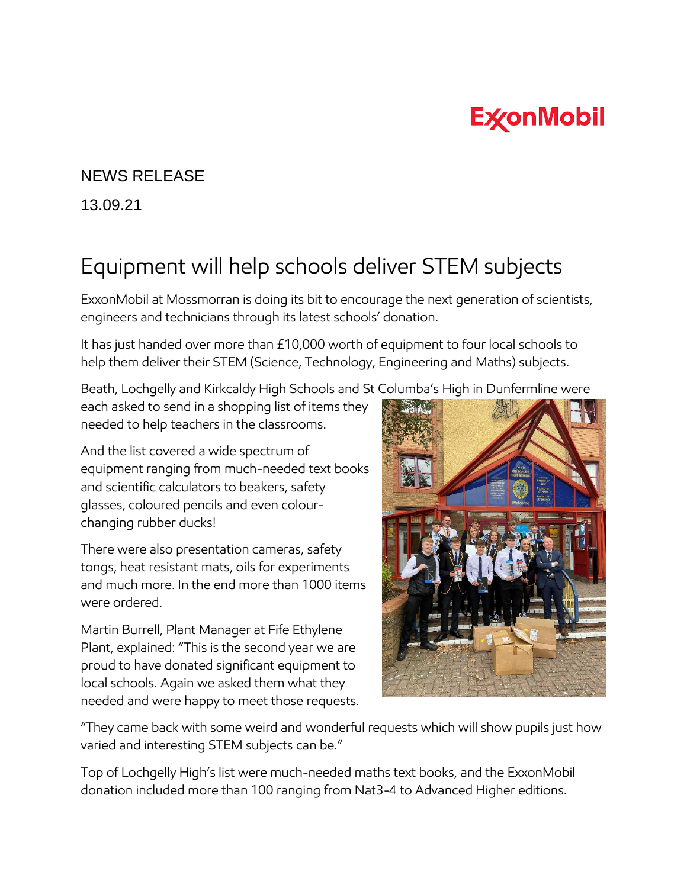ExxonMobil

NEWS RELEASE

13.09.21

# Equipment will help schools deliver STEM subjects

ExxonMobil at Mossmorran is doing its bit to encourage the next generation of scientists, engineers and technicians through its latest schools' donation.

It has just handed over more than £10,000 worth of equipment to four local schools to help them deliver their STEM (Science, Technology, Engineering and Maths) subjects.

Beath, Lochgelly and Kirkcaldy High Schools and St Columba's High in Dunfermline were each asked to send in a shopping list of items they needed to help teachers in the classrooms.

And the list covered a wide spectrum of equipment ranging from much-needed text books and scientific calculators to beakers, safety glasses, coloured pencils and even colour-changing rubber ducks!

There were also presentation cameras, safety tongs, heat resistant mats, oils for experiments and much more. In the end more than 1000 items were ordered.

Martin Burrell, Plant Manager at Fife Ethylene Plant, explained: "This is the second year we are proud to have donated significant equipment to local schools. Again we asked them what they needed and were happy to meet those requests.

"They came back with some weird and wonderful requests which will show pupils just how varied and interesting STEM subjects can be."

Top of Lochgelly High's list were much-needed maths text books, and the ExxonMobil donation included more than 100 ranging from Nat3-4 to Advanced Higher editions.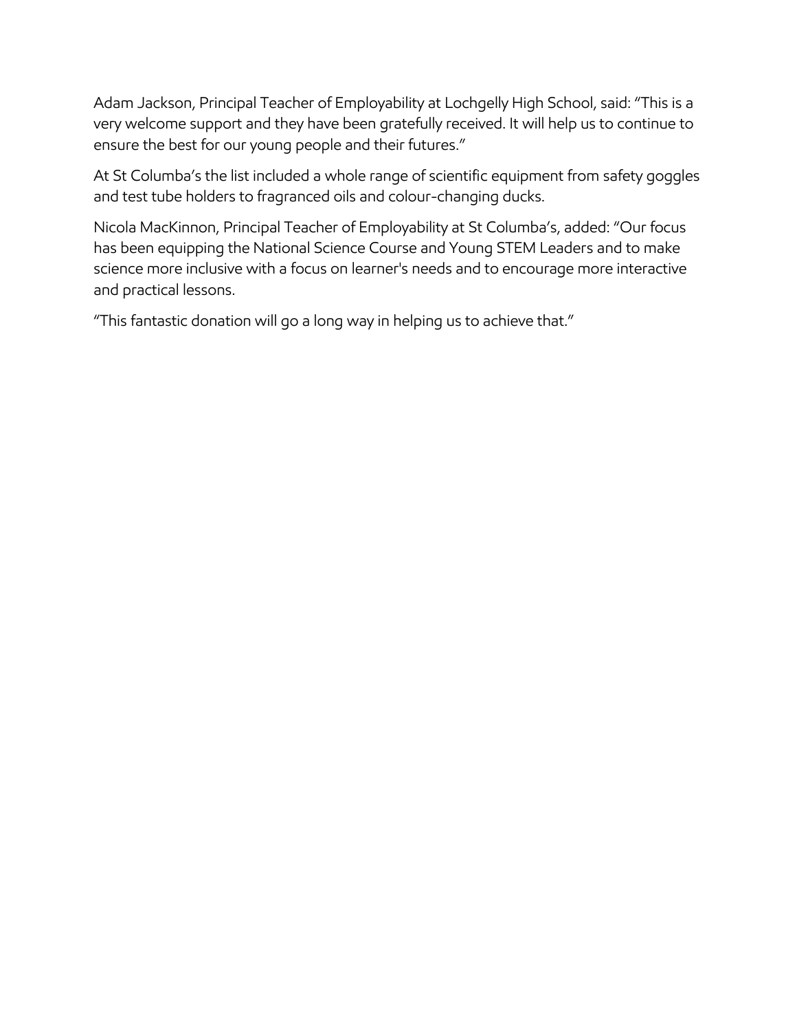Adam Jackson, Principal Teacher of Employability at Lochgelly High School, said: "This is a very welcome support and they have been gratefully received. It will help us to continue to ensure the best for our young people and their futures."

At St Columba's the list included a whole range of scientific equipment from safety goggles and test tube holders to fragranced oils and colour-changing ducks.

Nicola MacKinnon, Principal Teacher of Employability at St Columba's, added: "Our focus has been equipping the National Science Course and Young STEM Leaders and to make science more inclusive with a focus on learner's needs and to encourage more interactive and practical lessons.

"This fantastic donation will go a long way in helping us to achieve that."